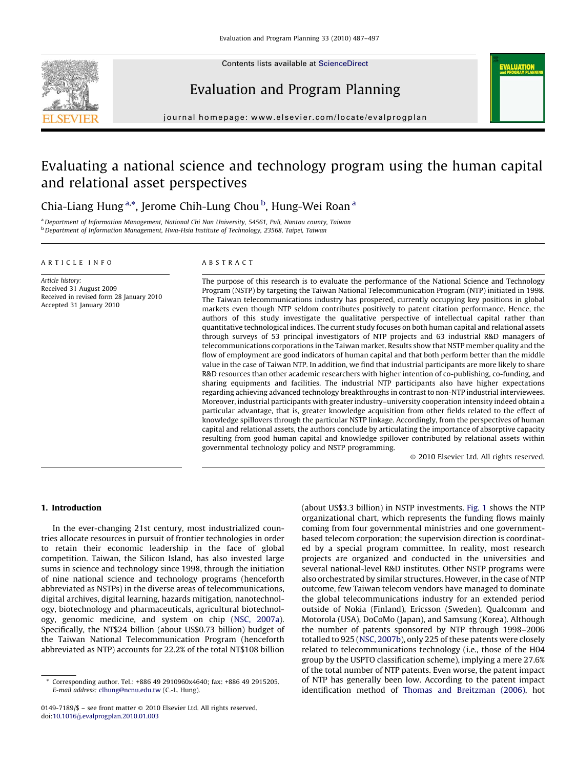# Evaluating a national science and technology program using the human capital and relational asset perspectives

Chia-Liang Hung [a,*], Jerome Chih-Lung Chou [b], Hung-Wei Roan [a]

[a] Department of Information Management, National Chi Nan University, 54561, Puli, Nantou county, Taiwan
[b] Department of Information Management, Hwa-Hsia Institute of Technology, 23568, Taipei, Taiwan

## ARTICLE INFO

*Article history:*
Received 31 August 2009
Received in revised form 28 January 2010
Accepted 31 January 2010

## ABSTRACT

The purpose of this research is to evaluate the performance of the National Science and Technology Program (NSTP) by targeting the Taiwan National Telecommunication Program (NTP) initiated in 1998. The Taiwan telecommunications industry has prospered, currently occupying key positions in global markets even though NTP seldom contributes positively to patent citation performance. Hence, the authors of this study investigate the qualitative perspective of intellectual capital rather than quantitative technological indices. The current study focuses on both human capital and relational assets through surveys of 53 principal investigators of NTP projects and 63 industrial R&D managers of telecommunications corporations in the Taiwan market. Results show that NSTP member quality and the flow of employment are good indicators of human capital and that both perform better than the middle value in the case of Taiwan NTP. In addition, we find that industrial participants are more likely to share R&D resources than other academic researchers with higher intention of co-publishing, co-funding, and sharing equipments and facilities. The industrial NTP participants also have higher expectations regarding achieving advanced technology breakthroughs in contrast to non-NTP industrial interviewees. Moreover, industrial participants with greater industry–university cooperation intensity indeed obtain a particular advantage, that is, greater knowledge acquisition from other fields related to the effect of knowledge spillovers through the particular NSTP linkage. Accordingly, from the perspectives of human capital and relational assets, the authors conclude by articulating the importance of absorptive capacity resulting from good human capital and knowledge spillover contributed by relational assets within governmental technology policy and NSTP programming.

© 2010 Elsevier Ltd. All rights reserved.

## 1. Introduction

In the ever-changing 21st century, most industrialized countries allocate resources in pursuit of frontier technologies in order to retain their economic leadership in the face of global competition. Taiwan, the Silicon Island, has also invested large sums in science and technology since 1998, through the initiation of nine national science and technology programs (henceforth abbreviated as NSTPs) in the diverse areas of telecommunications, digital archives, digital learning, hazards mitigation, nanotechnology, biotechnology and pharmaceuticals, agricultural biotechnology, genomic medicine, and system on chip (NSC, 2007a). Specifically, the NT$24 billion (about US$0.73 billion) budget of the Taiwan National Telecommunication Program (henceforth abbreviated as NTP) accounts for 22.2% of the total NT$108 billion (about US$3.3 billion) in NSTP investments. Fig. 1 shows the NTP organizational chart, which represents the funding flows mainly coming from four governmental ministries and one government-based telecom corporation; the supervision direction is coordinated by a special program committee. In reality, most research projects are organized and conducted in the universities and several national-level R&D institutes. Other NSTP programs were also orchestrated by similar structures. However, in the case of NTP outcome, few Taiwan telecom vendors have managed to dominate the global telecommunications industry for an extended period outside of Nokia (Finland), Ericsson (Sweden), Qualcomm and Motorola (USA), DoCoMo (Japan), and Samsung (Korea). Although the number of patents sponsored by NTP through 1998–2006 totalled to 925 (NSC, 2007b), only 225 of these patents were closely related to telecommunications technology (i.e., those of the H04 group by the USPTO classification scheme), implying a mere 27.6% of the total number of NTP patents. Even worse, the patent impact of NTP has generally been low. According to the patent impact identification method of Thomas and Breitzman (2006), hot

\* Corresponding author. Tel.: +886 49 2910960x4640; fax: +886 49 2915205.
E-mail address: clhung@ncnu.edu.tw (C.-L. Hung).

0149-7189/$ – see front matter © 2010 Elsevier Ltd. All rights reserved.
doi:10.1016/j.evalprogplan.2010.01.003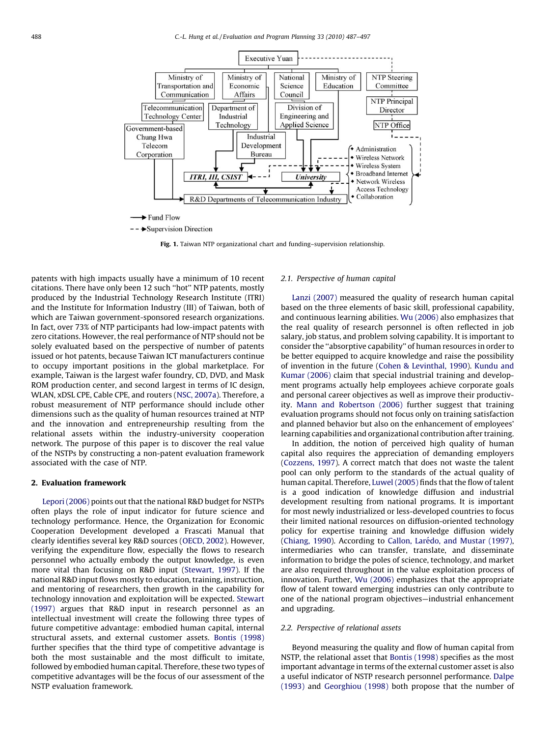Fig. 1. Taiwan NTP organizational chart and funding–supervision relationship.

patents with high impacts usually have a minimum of 10 recent citations. There have only been 12 such ''hot'' NTP patents, mostly produced by the Industrial Technology Research Institute (ITRI) and the Institute for Information Industry (III) of Taiwan, both of which are Taiwan government-sponsored research organizations. In fact, over 73% of NTP participants had low-impact patents with zero citations. However, the real performance of NTP should not be solely evaluated based on the perspective of number of patents issued or hot patents, because Taiwan ICT manufacturers continue to occupy important positions in the global marketplace. For example, Taiwan is the largest wafer foundry, CD, DVD, and Mask ROM production center, and second largest in terms of IC design, WLAN, xDSL CPE, Cable CPE, and routers (NSC, 2007a). Therefore, a robust measurement of NTP performance should include other dimensions such as the quality of human resources trained at NTP and the innovation and entrepreneurship resulting from the relational assets within the industry-university cooperation network. The purpose of this paper is to discover the real value of the NSTPs by constructing a non-patent evaluation framework associated with the case of NTP.

## 2. Evaluation framework

Lepori (2006) points out that the national R&D budget for NSTPs often plays the role of input indicator for future science and technology performance. Hence, the Organization for Economic Cooperation Development developed a Frascati Manual that clearly identifies several key R&D sources (OECD, 2002). However, verifying the expenditure flow, especially the flows to research personnel who actually embody the output knowledge, is even more vital than focusing on R&D input (Stewart, 1997). If the national R&D input flows mostly to education, training, instruction, and mentoring of researchers, then growth in the capability for technology innovation and exploitation will be expected. Stewart (1997) argues that R&D input in research personnel as an intellectual investment will create the following three types of future competitive advantage: embodied human capital, internal structural assets, and external customer assets. Bontis (1998) further specifies that the third type of competitive advantage is both the most sustainable and the most difficult to imitate, followed by embodied human capital. Therefore, these two types of competitive advantages will be the focus of our assessment of the NSTP evaluation framework.

### 2.1. Perspective of human capital

Lanzi (2007) measured the quality of research human capital based on the three elements of basic skill, professional capability, and continuous learning abilities. Wu (2006) also emphasizes that the real quality of research personnel is often reflected in job salary, job status, and problem solving capability. It is important to consider the ''absorptive capability'' of human resources in order to be better equipped to acquire knowledge and raise the possibility of invention in the future (Cohen & Levinthal, 1990). Kundu and Kumar (2006) claim that special industrial training and development programs actually help employees achieve corporate goals and personal career objectives as well as improve their productivity. Mann and Robertson (2006) further suggest that training evaluation programs should not focus only on training satisfaction and planned behavior but also on the enhancement of employees' learning capabilities and organizational contribution after training.

In addition, the notion of perceived high quality of human capital also requires the appreciation of demanding employers (Cozzens, 1997). A correct match that does not waste the talent pool can only perform to the standards of the actual quality of human capital. Therefore, Luwel (2005) finds that the flow of talent is a good indication of knowledge diffusion and industrial development resulting from national programs. It is important for most newly industrialized or less-developed countries to focus their limited national resources on diffusion-oriented technology policy for expertise training and knowledge diffusion widely (Chiang, 1990). According to Callon, Larédo, and Mustar (1997), intermediaries who can transfer, translate, and disseminate information to bridge the poles of science, technology, and market are also required throughout in the value exploitation process of innovation. Further, Wu (2006) emphasizes that the appropriate flow of talent toward emerging industries can only contribute to one of the national program objectives—industrial enhancement and upgrading.

### 2.2. Perspective of relational assets

Beyond measuring the quality and flow of human capital from NSTP, the relational asset that Bontis (1998) specifies as the most important advantage in terms of the external customer asset is also a useful indicator of NSTP research personnel performance. Dalpe (1993) and Georghiou (1998) both propose that the number of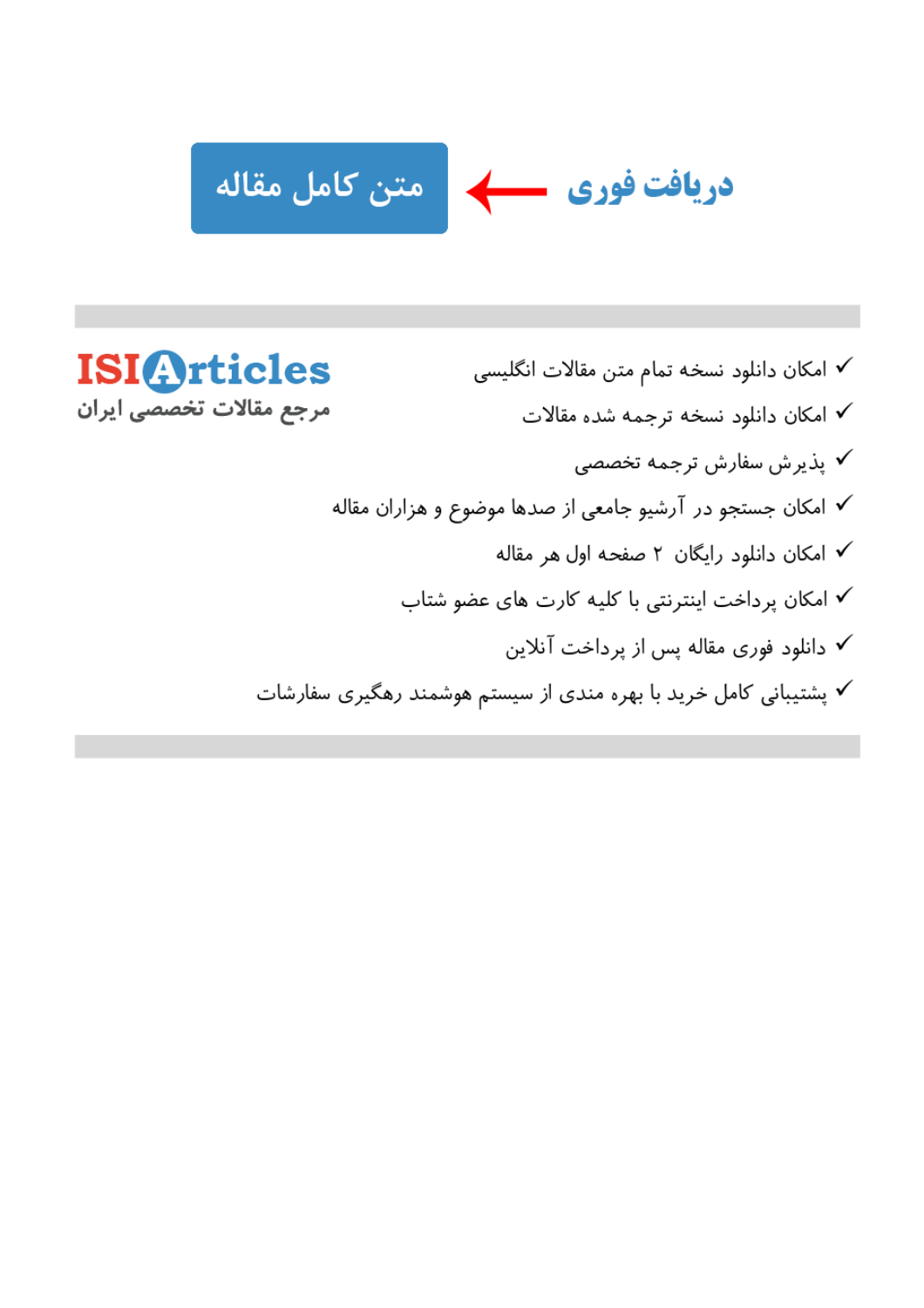دریافت فوری ← متن کامل مقاله

ISIArticles
مرجع مقالات تخصصی ایران

- ✓ امکان دانلود نسخه تمام متن مقالات انگلیسی
- ✓ امکان دانلود نسخه ترجمه شده مقالات
- ✓ پذیرش سفارش ترجمه تخصصی
- ✓ امکان جستجو در آرشیو جامعی از صدها موضوع و هزاران مقاله
- ✓ امکان دانلود رایگان ۲ صفحه اول هر مقاله
- ✓ امکان پرداخت اینترنتی با کلیه کارت های عضو شتاب
- ✓ دانلود فوری مقاله پس از پرداخت آنلاین
- ✓ پشتیبانی کامل خرید با بهره مندی از سیستم هوشمند رهگیری سفارشات